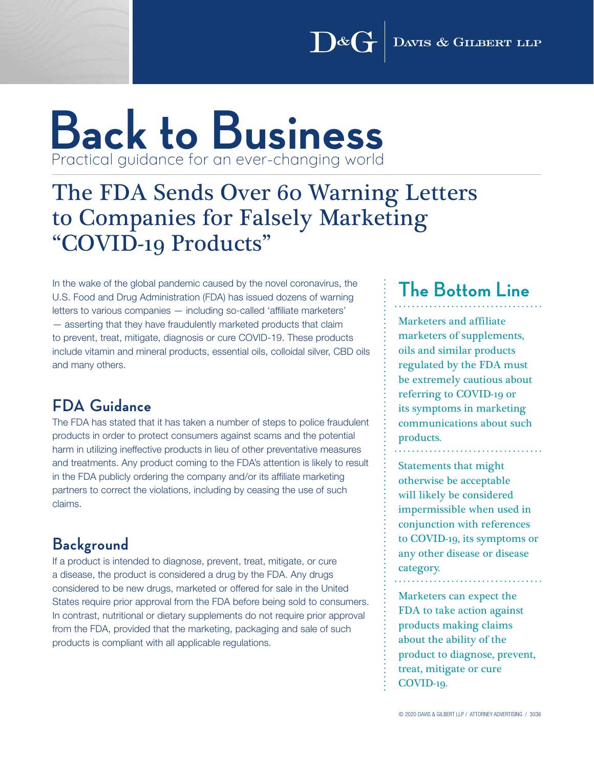# Back to Business

Practical guidance for an ever-changing world

## The FDA Sends Over 60 Warning Letters to Companies for Falsely Marketing "COVID-19 Products"

In the wake of the global pandemic caused by the novel coronavirus, the U.S. Food and Drug Administration (FDA) has issued dozens of warning letters to various companies — including so-called 'affiliate marketers' — asserting that they have fraudulently marketed products that claim to prevent, treat, mitigate, diagnosis or cure COVID-19. These products include vitamin and mineral products, essential oils, colloidal silver, CBD oils and many others.

### FDA Guidance

The FDA has stated that it has taken a number of steps to police fraudulent products in order to protect consumers against scams and the potential harm in utilizing ineffective products in lieu of other preventative measures and treatments. Any product coming to the FDA's attention is likely to result in the FDA publicly ordering the company and/or its affiliate marketing partners to correct the violations, including by ceasing the use of such claims.

### Background

If a product is intended to diagnose, prevent, treat, mitigate, or cure a disease, the product is considered a drug by the FDA. Any drugs considered to be new drugs, marketed or offered for sale in the United States require prior approval from the FDA before being sold to consumers. In contrast, nutritional or dietary supplements do not require prior approval from the FDA, provided that the marketing, packaging and sale of such products is compliant with all applicable regulations.

### The Bottom Line

Marketers and affiliate marketers of supplements, oils and similar products regulated by the FDA must be extremely cautious about referring to COVID-19 or its symptoms in marketing communications about such products.

Statements that might otherwise be acceptable will likely be considered impermissible when used in conjunction with references to COVID-19, its symptoms or any other disease or disease category.

Marketers can expect the FDA to take action against products making claims about the ability of the product to diagnose, prevent, treat, mitigate or cure COVID-19.

© 2020 DAVIS & GILBERT LLP / ATTORNEY ADVERTISING / 3036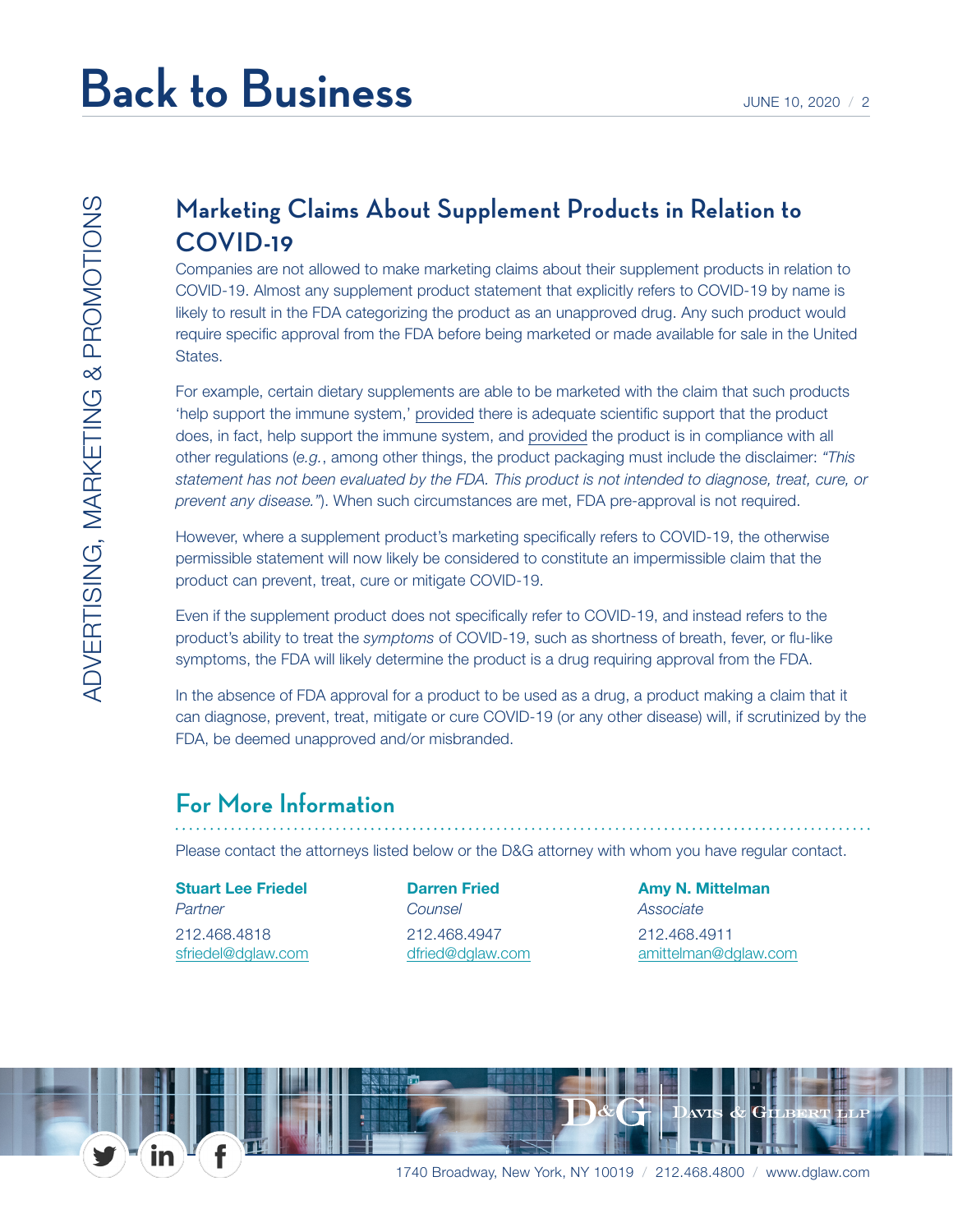## Marketing Claims About Supplement Products in Relation to COVID-19

Companies are not allowed to make marketing claims about their supplement products in relation to COVID-19. Almost any supplement product statement that explicitly refers to COVID-19 by name is likely to result in the FDA categorizing the product as an unapproved drug. Any such product would require specific approval from the FDA before being marketed or made available for sale in the United States.

For example, certain dietary supplements are able to be marketed with the claim that such products 'help support the immune system,' provided there is adequate scientific support that the product does, in fact, help support the immune system, and provided the product is in compliance with all other regulations (*e.g.*, among other things, the product packaging must include the disclaimer: *"This statement has not been evaluated by the FDA. This product is not intended to diagnose, treat, cure, or prevent any disease."*). When such circumstances are met, FDA pre-approval is not required.

However, where a supplement product's marketing specifically refers to COVID-19, the otherwise permissible statement will now likely be considered to constitute an impermissible claim that the product can prevent, treat, cure or mitigate COVID-19.

Even if the supplement product does not specifically refer to COVID-19, and instead refers to the product's ability to treat the *symptoms* of COVID-19, such as shortness of breath, fever, or flu-like symptoms, the FDA will likely determine the product is a drug requiring approval from the FDA.

In the absence of FDA approval for a product to be used as a drug, a product making a claim that it can diagnose, prevent, treat, mitigate or cure COVID-19 (or any other disease) will, if scrutinized by the FDA, be deemed unapproved and/or misbranded.

## For More Information

Please contact the attorneys listed below or the D&G attorney with whom you have regular contact.

**Stuart Lee Friedel**
*Partner*
212.468.4818
sfriedel@dglaw.com

**Darren Fried**
*Counsel*
212.468.4947
dfried@dglaw.com

**Amy N. Mittelman**
*Associate*
212.468.4911
amittelman@dglaw.com

1740 Broadway, New York, NY 10019 / 212.468.4800 / www.dglaw.com